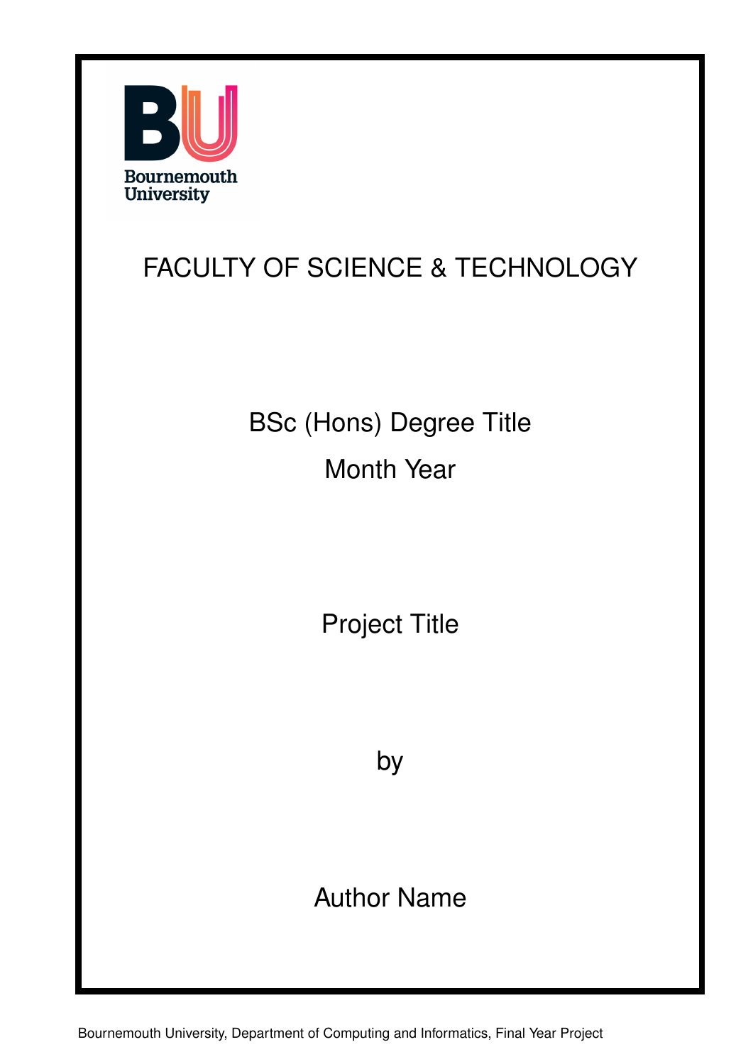Bournemouth University

FACULTY OF SCIENCE & TECHNOLOGY

BSc (Hons) Degree Title

Month Year

# Project Title

by

Author Name

Bournemouth University, Department of Computing and Informatics, Final Year Project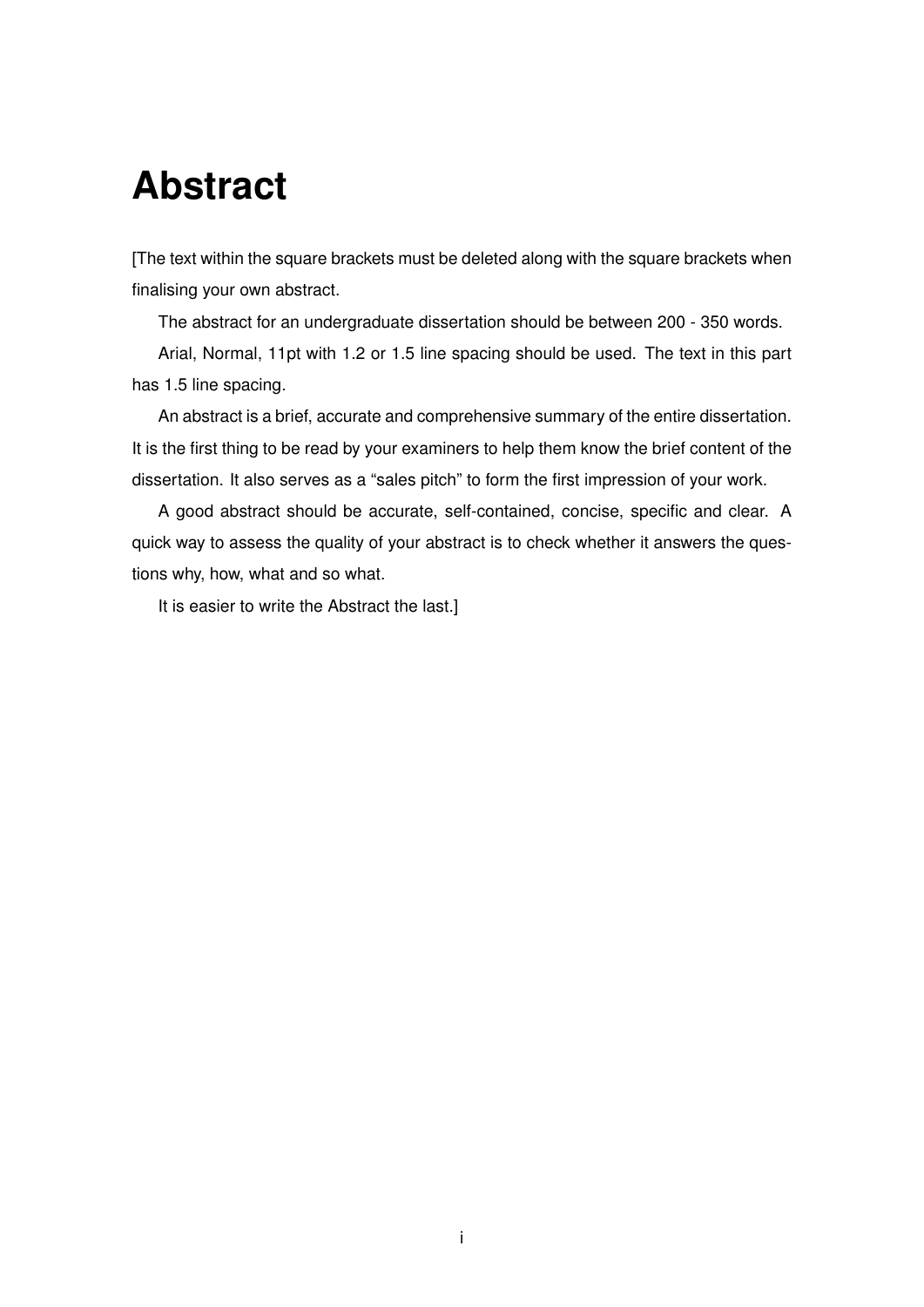# Abstract

[The text within the square brackets must be deleted along with the square brackets when finalising your own abstract.

The abstract for an undergraduate dissertation should be between 200 - 350 words.

Arial, Normal, 11pt with 1.2 or 1.5 line spacing should be used. The text in this part has 1.5 line spacing.

An abstract is a brief, accurate and comprehensive summary of the entire dissertation. It is the first thing to be read by your examiners to help them know the brief content of the dissertation. It also serves as a "sales pitch" to form the first impression of your work.

A good abstract should be accurate, self-contained, concise, specific and clear. A quick way to assess the quality of your abstract is to check whether it answers the questions why, how, what and so what.

It is easier to write the Abstract the last.]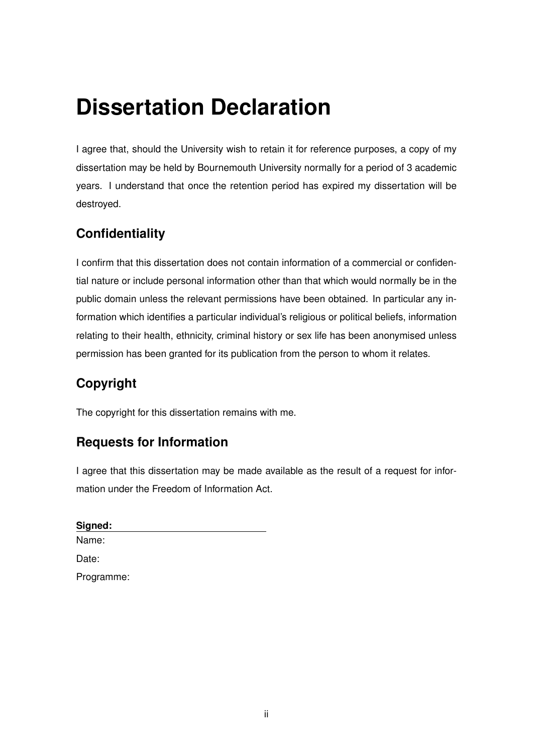# Dissertation Declaration

I agree that, should the University wish to retain it for reference purposes, a copy of my dissertation may be held by Bournemouth University normally for a period of 3 academic years. I understand that once the retention period has expired my dissertation will be destroyed.

## Confidentiality

I confirm that this dissertation does not contain information of a commercial or confidential nature or include personal information other than that which would normally be in the public domain unless the relevant permissions have been obtained. In particular any information which identifies a particular individual's religious or political beliefs, information relating to their health, ethnicity, criminal history or sex life has been anonymised unless permission has been granted for its publication from the person to whom it relates.

## Copyright

The copyright for this dissertation remains with me.

## Requests for Information

I agree that this dissertation may be made available as the result of a request for information under the Freedom of Information Act.

**Signed:** \_\_\_\_\_\_\_\_\_\_\_\_\_\_\_\_\_\_\_\_\_\_\_\_\_\_\_\_

Name:

Date:

Programme: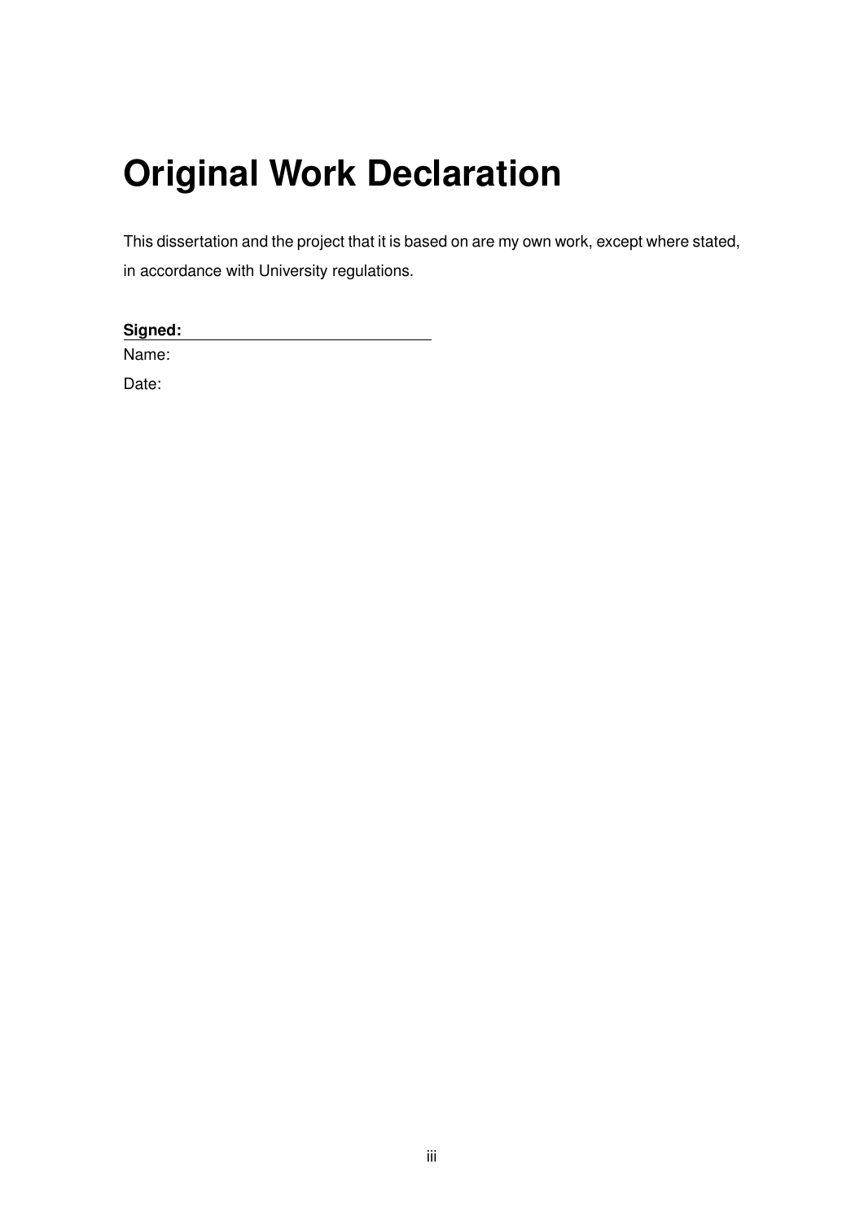# Original Work Declaration

This dissertation and the project that it is based on are my own work, except where stated, in accordance with University regulations.

**Signed:** ______________________________

Name:

Date: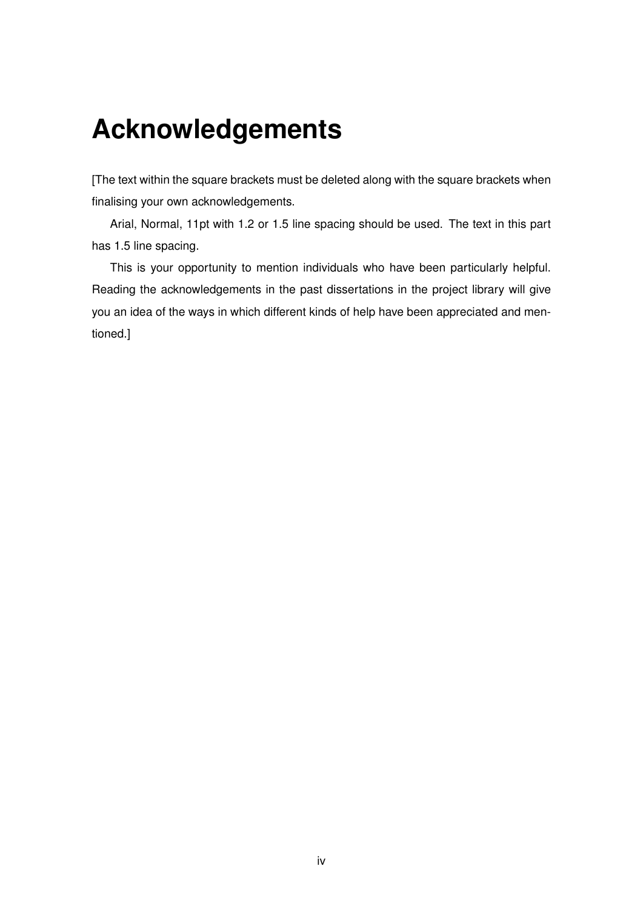# Acknowledgements

[The text within the square brackets must be deleted along with the square brackets when finalising your own acknowledgements.

Arial, Normal, 11pt with 1.2 or 1.5 line spacing should be used. The text in this part has 1.5 line spacing.

This is your opportunity to mention individuals who have been particularly helpful. Reading the acknowledgements in the past dissertations in the project library will give you an idea of the ways in which different kinds of help have been appreciated and mentioned.]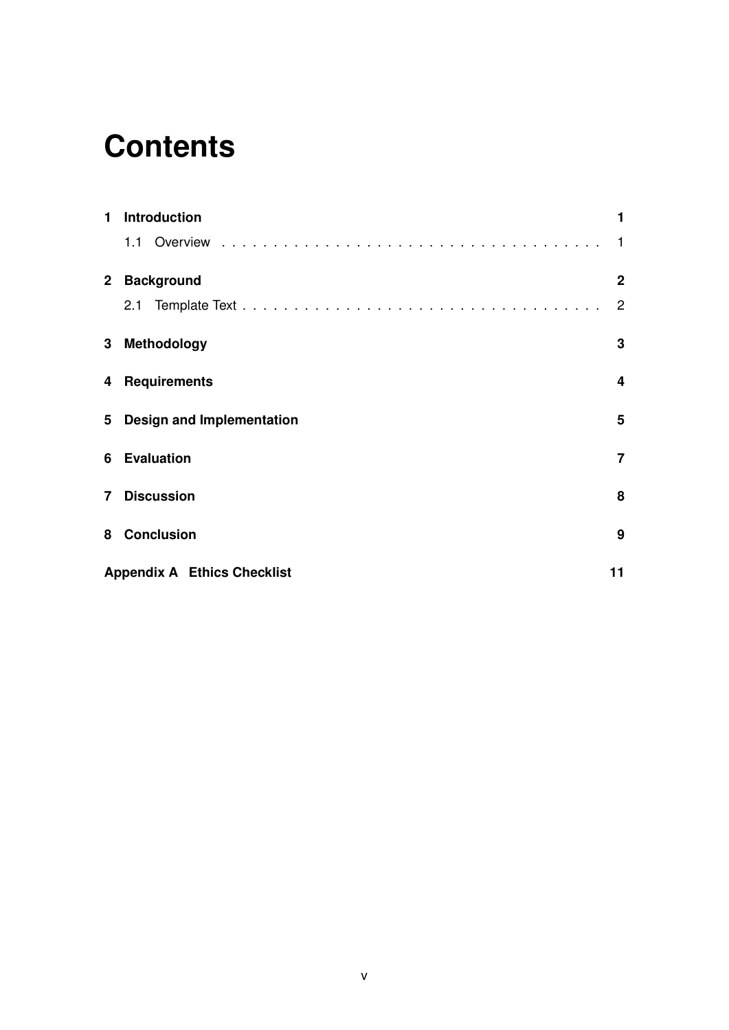# Contents

**1 Introduction** **1**

- 1.1 Overview . . . . . . . . . . . . . . . . . . . . . . . . . . . . . . . . . . . 1

**2 Background** **2**

- 2.1 Template Text . . . . . . . . . . . . . . . . . . . . . . . . . . . . . . . . . 2

**3 Methodology** **3**

**4 Requirements** **4**

**5 Design and Implementation** **5**

**6 Evaluation** **7**

**7 Discussion** **8**

**8 Conclusion** **9**

**Appendix A Ethics Checklist** **11**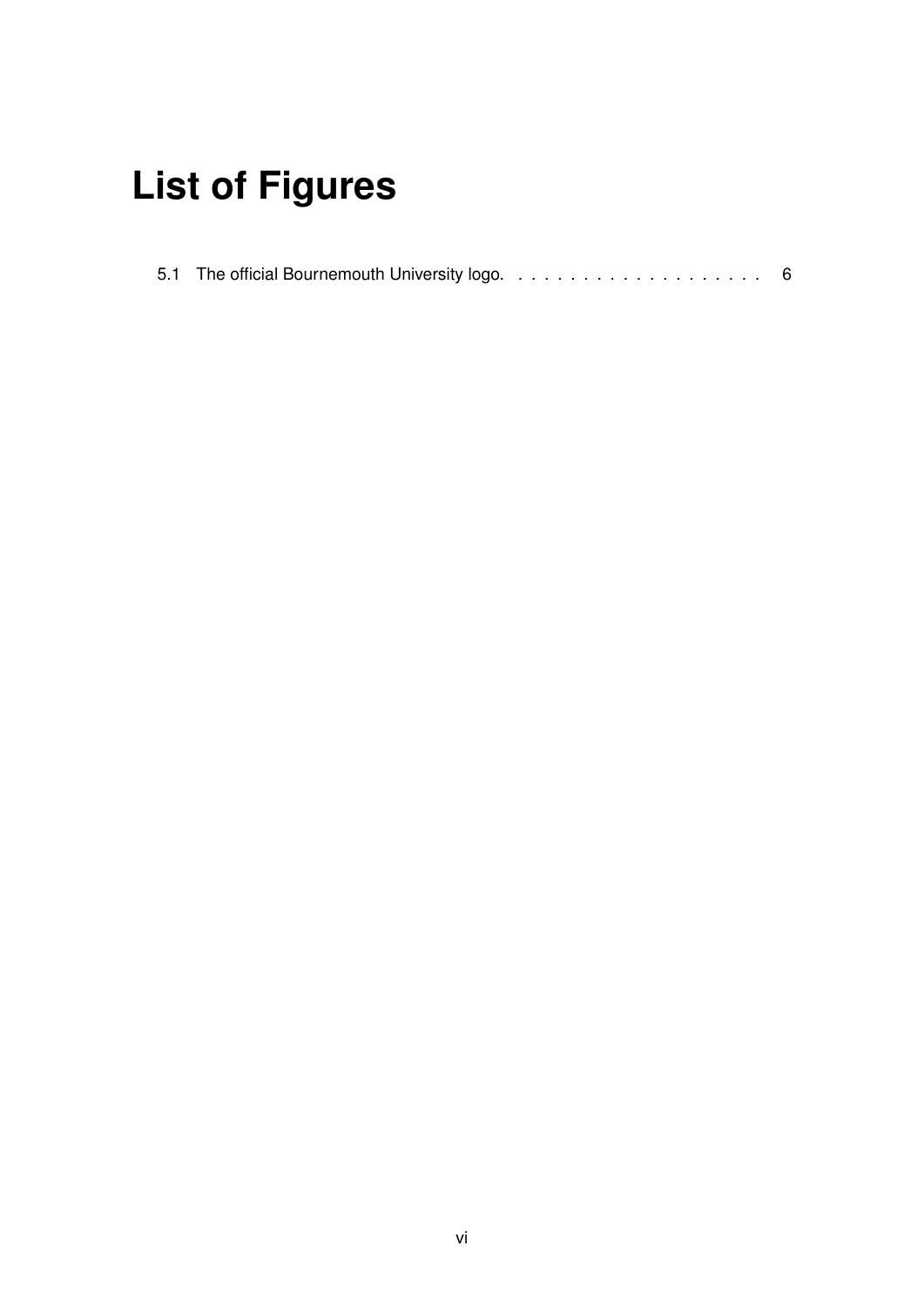# List of Figures

5.1 The official Bournemouth University logo. . . . . . . . . . . . . . . . . . . . 6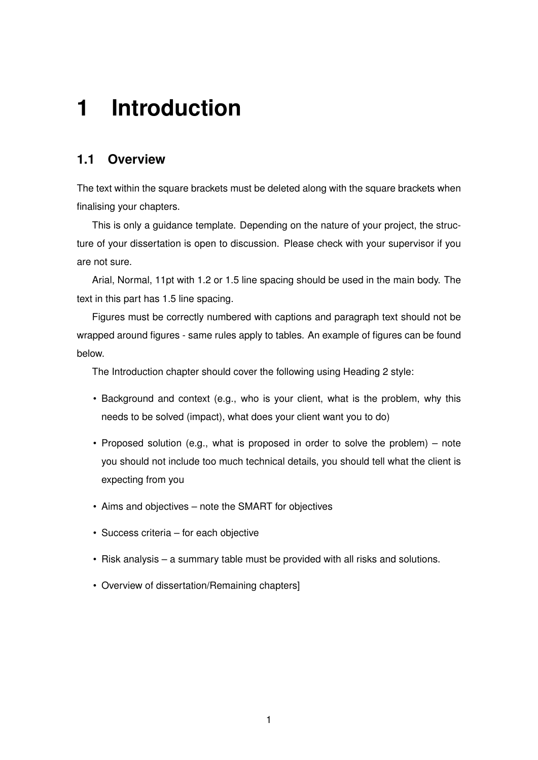# 1 Introduction

## 1.1 Overview

The text within the square brackets must be deleted along with the square brackets when finalising your chapters.

This is only a guidance template. Depending on the nature of your project, the structure of your dissertation is open to discussion. Please check with your supervisor if you are not sure.

Arial, Normal, 11pt with 1.2 or 1.5 line spacing should be used in the main body. The text in this part has 1.5 line spacing.

Figures must be correctly numbered with captions and paragraph text should not be wrapped around figures - same rules apply to tables. An example of figures can be found below.

The Introduction chapter should cover the following using Heading 2 style:

- Background and context (e.g., who is your client, what is the problem, why this needs to be solved (impact), what does your client want you to do)
- Proposed solution (e.g., what is proposed in order to solve the problem) – note you should not include too much technical details, you should tell what the client is expecting from you
- Aims and objectives – note the SMART for objectives
- Success criteria – for each objective
- Risk analysis – a summary table must be provided with all risks and solutions.
- Overview of dissertation/Remaining chapters]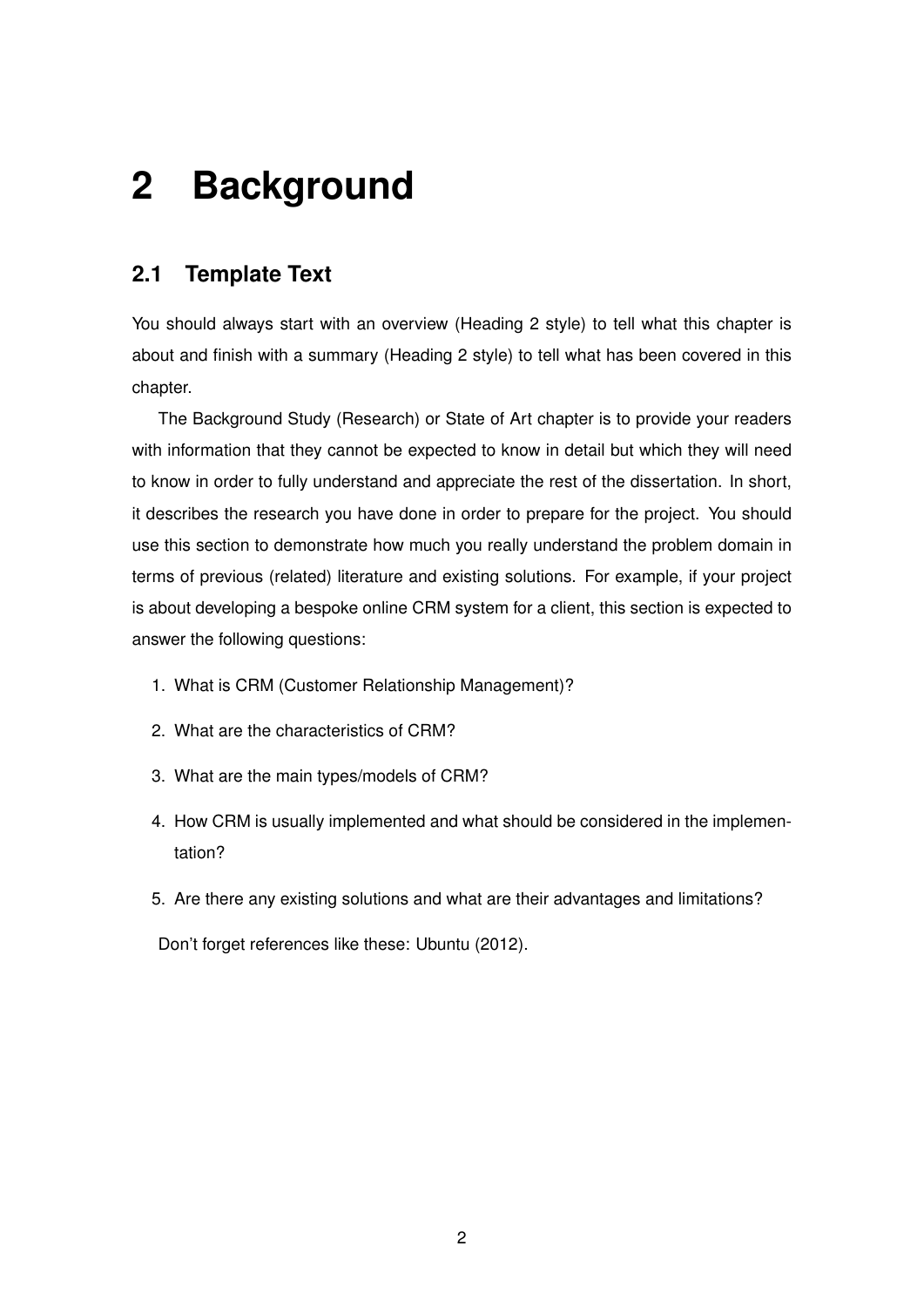# 2 Background

## 2.1 Template Text

You should always start with an overview (Heading 2 style) to tell what this chapter is about and finish with a summary (Heading 2 style) to tell what has been covered in this chapter.

The Background Study (Research) or State of Art chapter is to provide your readers with information that they cannot be expected to know in detail but which they will need to know in order to fully understand and appreciate the rest of the dissertation. In short, it describes the research you have done in order to prepare for the project. You should use this section to demonstrate how much you really understand the problem domain in terms of previous (related) literature and existing solutions. For example, if your project is about developing a bespoke online CRM system for a client, this section is expected to answer the following questions:

1. What is CRM (Customer Relationship Management)?
2. What are the characteristics of CRM?
3. What are the main types/models of CRM?
4. How CRM is usually implemented and what should be considered in the implementation?
5. Are there any existing solutions and what are their advantages and limitations?

Don't forget references like these: Ubuntu (2012).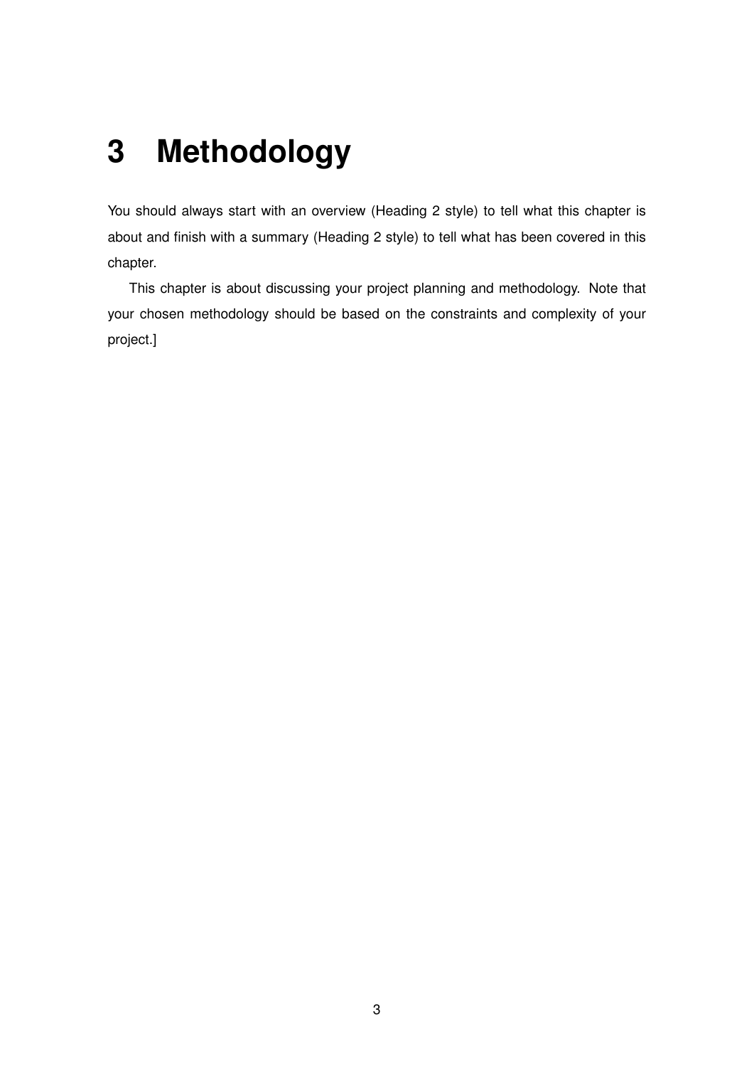# 3 Methodology

You should always start with an overview (Heading 2 style) to tell what this chapter is about and finish with a summary (Heading 2 style) to tell what has been covered in this chapter.

This chapter is about discussing your project planning and methodology. Note that your chosen methodology should be based on the constraints and complexity of your project.]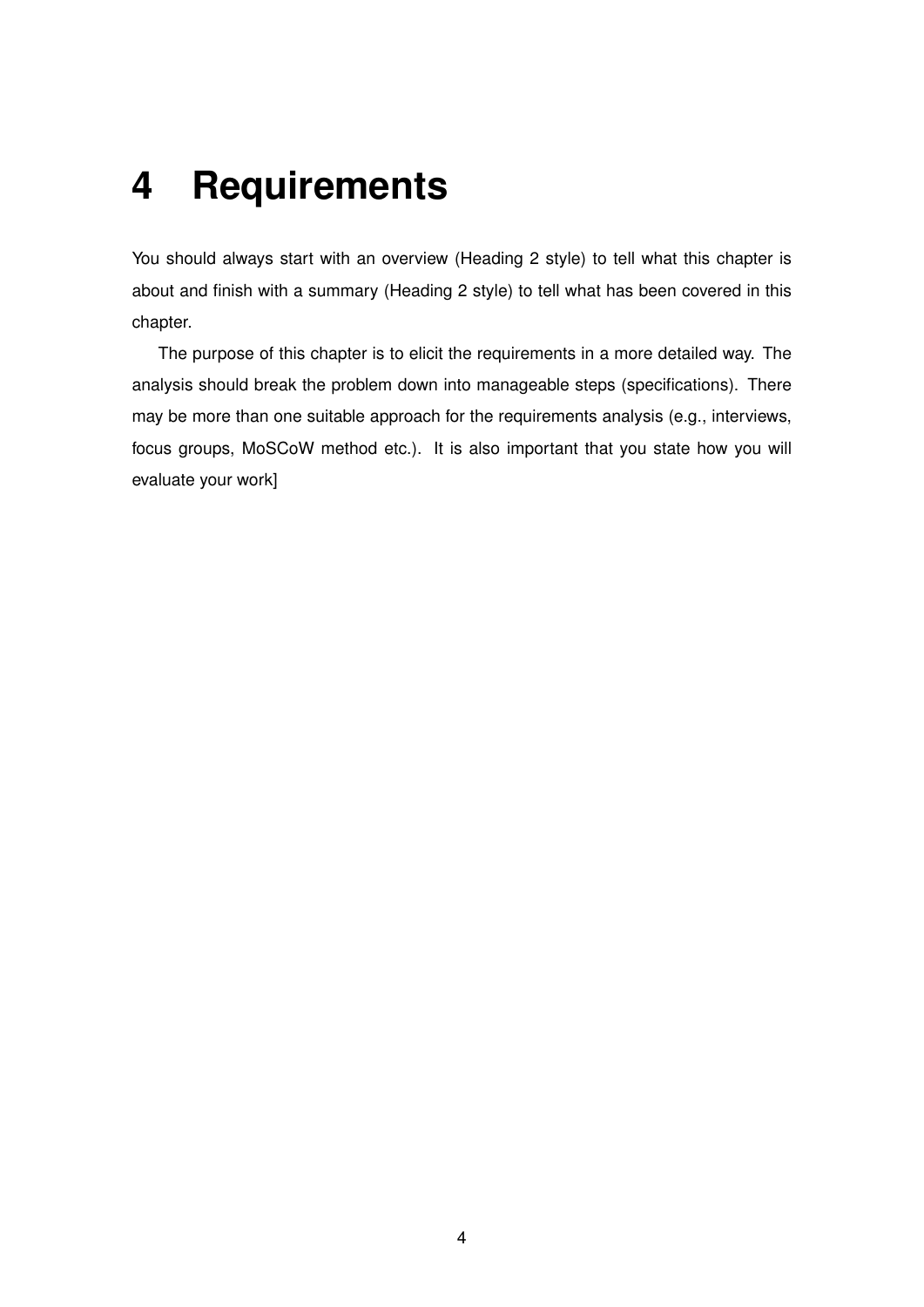# 4 Requirements

You should always start with an overview (Heading 2 style) to tell what this chapter is about and finish with a summary (Heading 2 style) to tell what has been covered in this chapter.

The purpose of this chapter is to elicit the requirements in a more detailed way. The analysis should break the problem down into manageable steps (specifications). There may be more than one suitable approach for the requirements analysis (e.g., interviews, focus groups, MoSCoW method etc.). It is also important that you state how you will evaluate your work]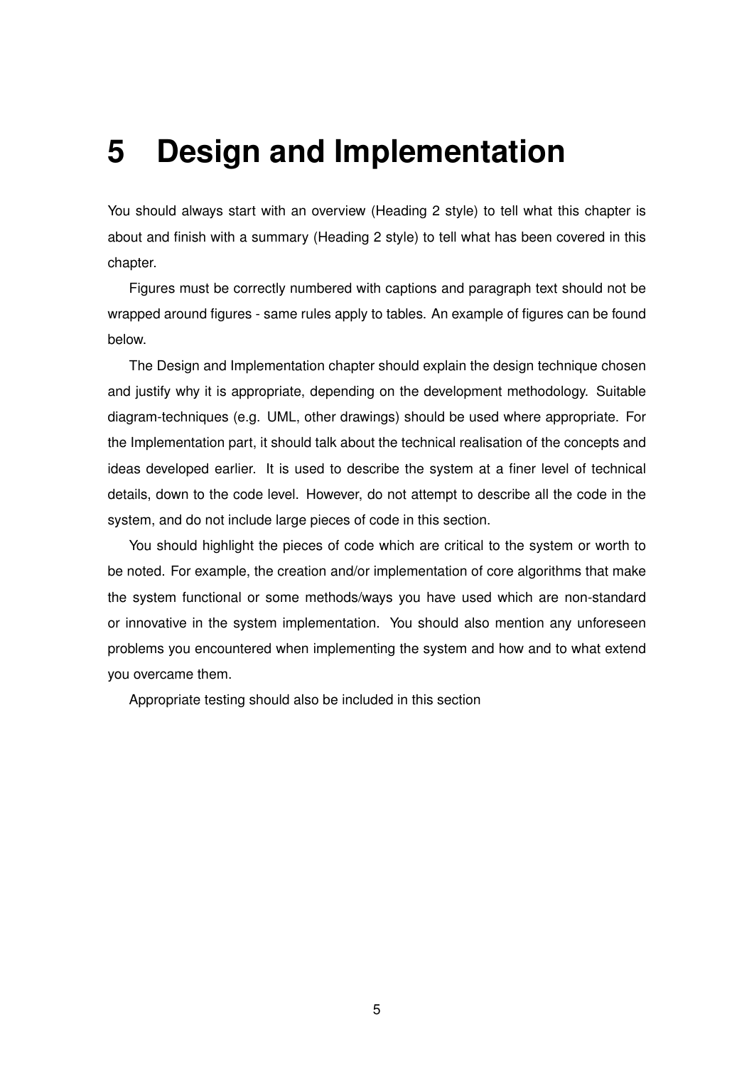# 5 Design and Implementation

You should always start with an overview (Heading 2 style) to tell what this chapter is about and finish with a summary (Heading 2 style) to tell what has been covered in this chapter.

Figures must be correctly numbered with captions and paragraph text should not be wrapped around figures - same rules apply to tables. An example of figures can be found below.

The Design and Implementation chapter should explain the design technique chosen and justify why it is appropriate, depending on the development methodology. Suitable diagram-techniques (e.g. UML, other drawings) should be used where appropriate. For the Implementation part, it should talk about the technical realisation of the concepts and ideas developed earlier. It is used to describe the system at a finer level of technical details, down to the code level. However, do not attempt to describe all the code in the system, and do not include large pieces of code in this section.

You should highlight the pieces of code which are critical to the system or worth to be noted. For example, the creation and/or implementation of core algorithms that make the system functional or some methods/ways you have used which are non-standard or innovative in the system implementation. You should also mention any unforeseen problems you encountered when implementing the system and how and to what extend you overcame them.

Appropriate testing should also be included in this section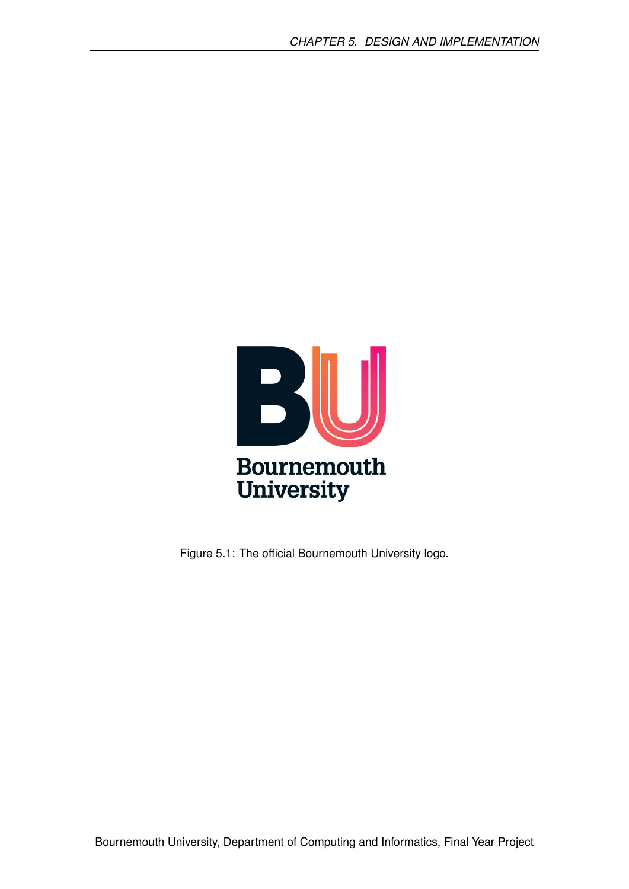Figure 5.1: The official Bournemouth University logo.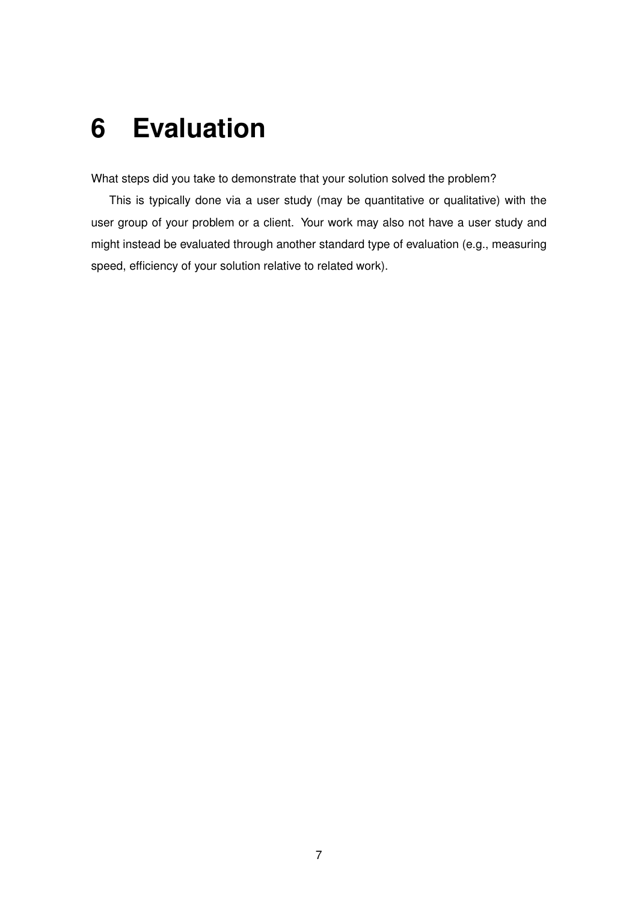# 6 Evaluation

What steps did you take to demonstrate that your solution solved the problem?

This is typically done via a user study (may be quantitative or qualitative) with the user group of your problem or a client. Your work may also not have a user study and might instead be evaluated through another standard type of evaluation (e.g., measuring speed, efficiency of your solution relative to related work).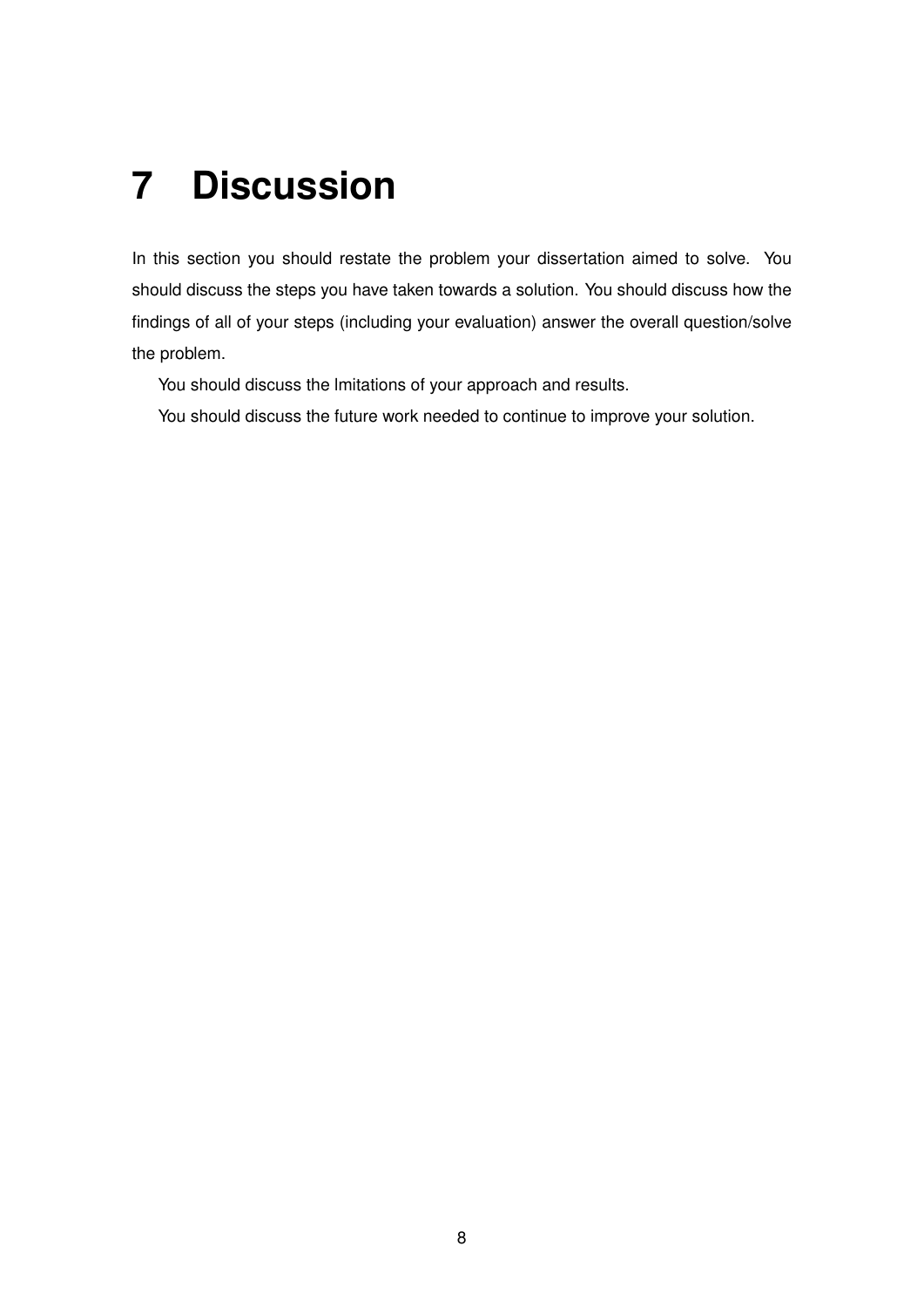# 7 Discussion

In this section you should restate the problem your dissertation aimed to solve. You should discuss the steps you have taken towards a solution. You should discuss how the findings of all of your steps (including your evaluation) answer the overall question/solve the problem.

You should discuss the lmitations of your approach and results.

You should discuss the future work needed to continue to improve your solution.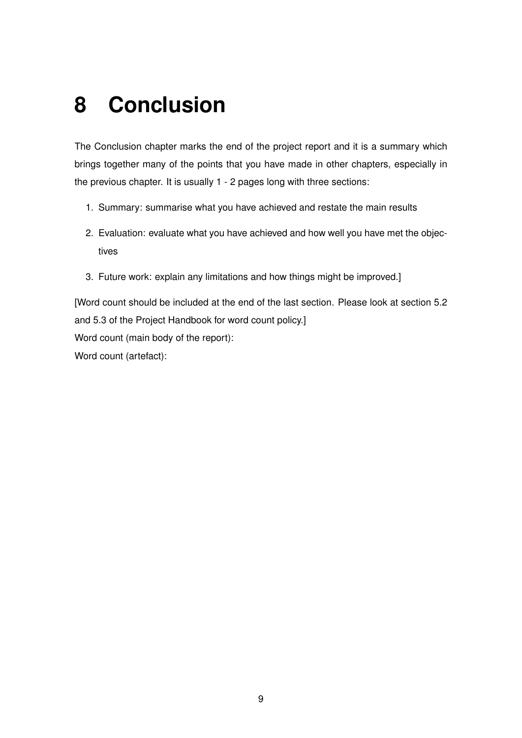# 8 Conclusion

The Conclusion chapter marks the end of the project report and it is a summary which brings together many of the points that you have made in other chapters, especially in the previous chapter. It is usually 1 - 2 pages long with three sections:

1. Summary: summarise what you have achieved and restate the main results
2. Evaluation: evaluate what you have achieved and how well you have met the objectives
3. Future work: explain any limitations and how things might be improved.]

[Word count should be included at the end of the last section. Please look at section 5.2 and 5.3 of the Project Handbook for word count policy.]

Word count (main body of the report):

Word count (artefact):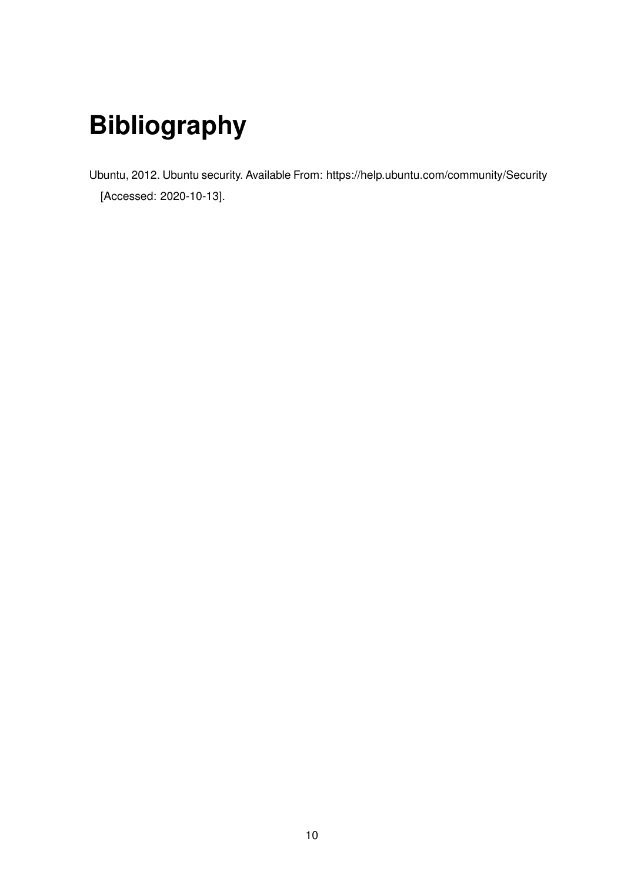# Bibliography

Ubuntu, 2012. Ubuntu security. Available From: https://help.ubuntu.com/community/Security [Accessed: 2020-10-13].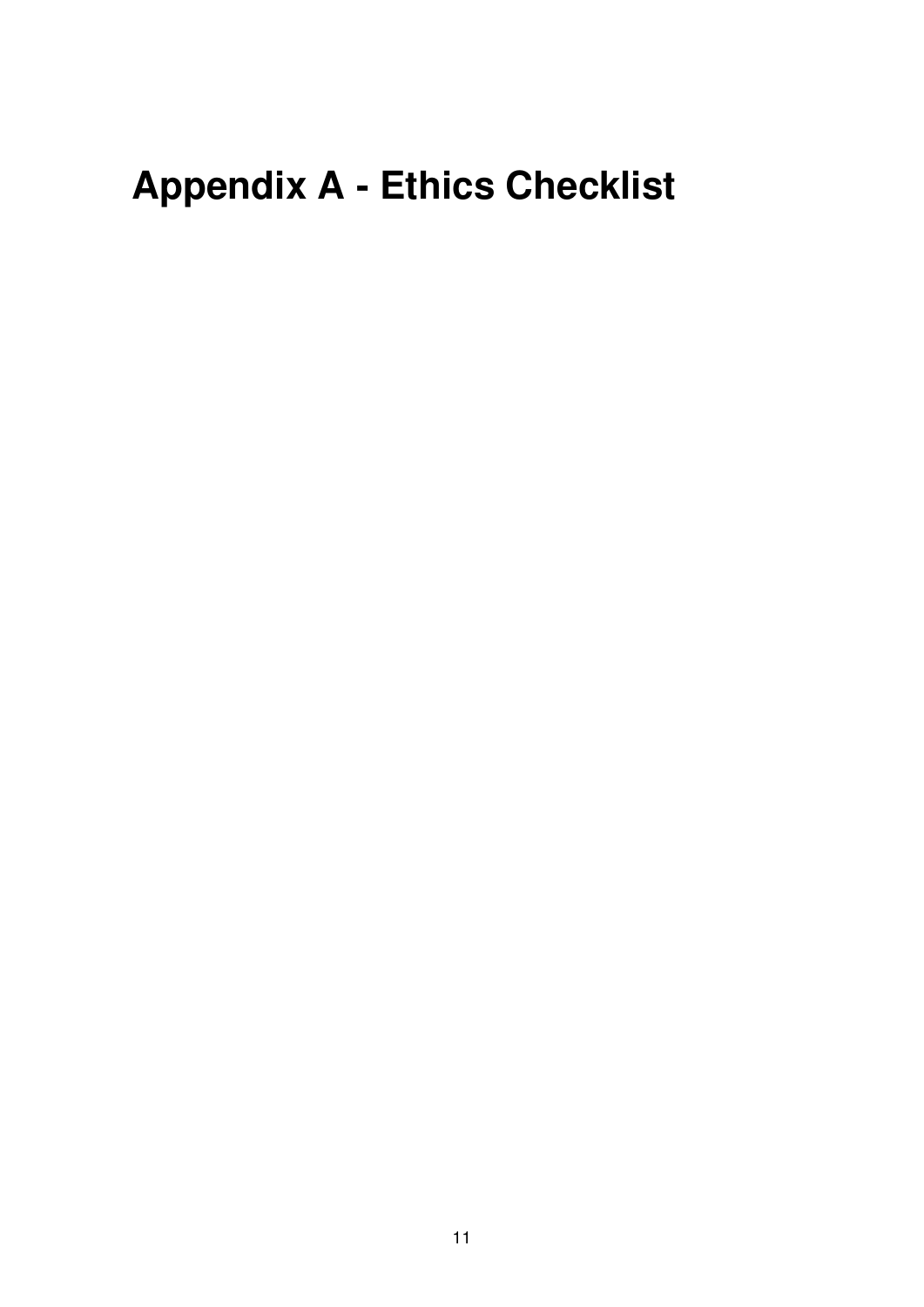# Appendix A - Ethics Checklist